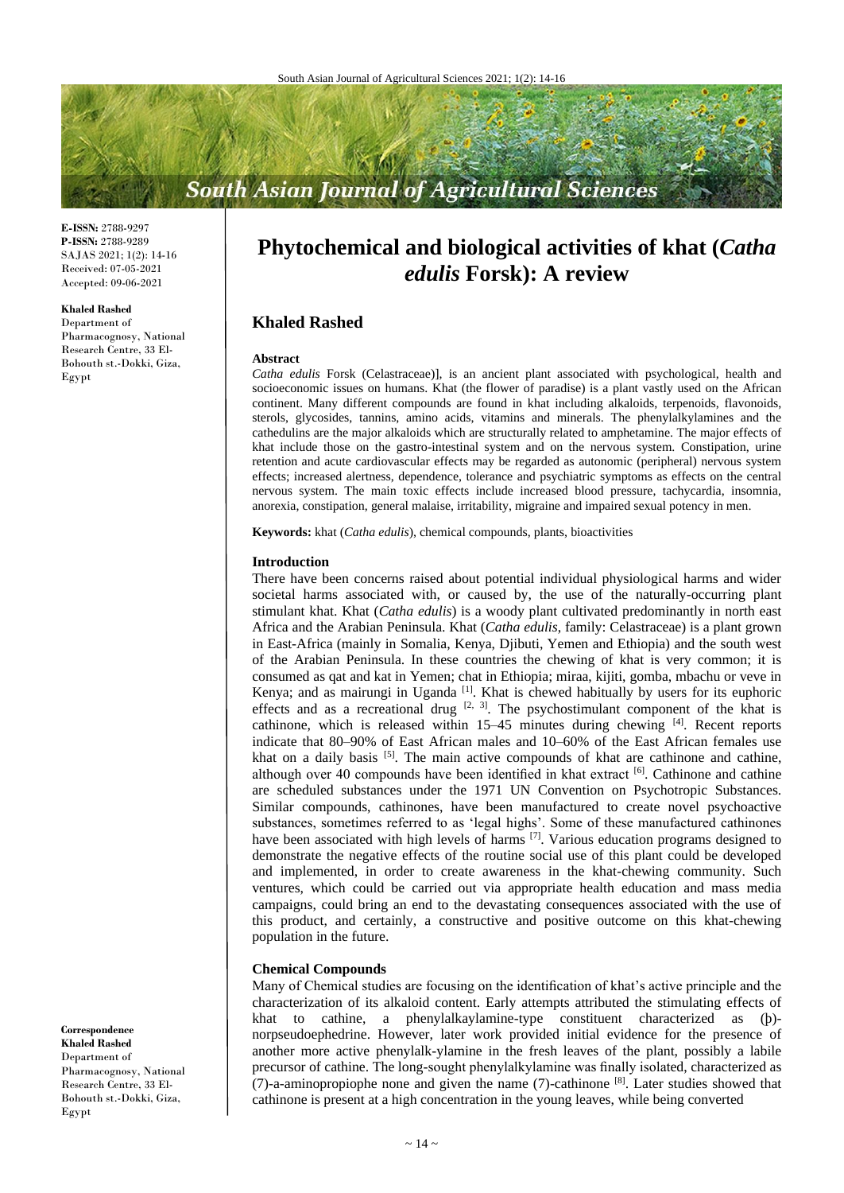# Phytochemical and biological activities of khat (*Catha edulis* Forsk): A review

**Khaled Rashed**

E-ISSN: 2788-9297
P-ISSN: 2788-9289
SAJAS 2021; 1(2): 14-16
Received: 07-05-2021
Accepted: 09-06-2021

**Khaled Rashed**
Department of Pharmacognosy, National Research Centre, 33 El-Bohouth st.-Dokki, Giza, Egypt

**Correspondence**
**Khaled Rashed**
Department of Pharmacognosy, National Research Centre, 33 El-Bohouth st.-Dokki, Giza, Egypt

## Abstract

*Catha edulis* Forsk (Celastraceae)], is an ancient plant associated with psychological, health and socioeconomic issues on humans. Khat (the flower of paradise) is a plant vastly used on the African continent. Many different compounds are found in khat including alkaloids, terpenoids, flavonoids, sterols, glycosides, tannins, amino acids, vitamins and minerals. The phenylalkylamines and the cathedulins are the major alkaloids which are structurally related to amphetamine. The major effects of khat include those on the gastro-intestinal system and on the nervous system. Constipation, urine retention and acute cardiovascular effects may be regarded as autonomic (peripheral) nervous system effects; increased alertness, dependence, tolerance and psychiatric symptoms as effects on the central nervous system. The main toxic effects include increased blood pressure, tachycardia, insomnia, anorexia, constipation, general malaise, irritability, migraine and impaired sexual potency in men.

**Keywords:** khat (*Catha edulis*), chemical compounds, plants, bioactivities

## Introduction

There have been concerns raised about potential individual physiological harms and wider societal harms associated with, or caused by, the use of the naturally-occurring plant stimulant khat. Khat (*Catha edulis*) is a woody plant cultivated predominantly in north east Africa and the Arabian Peninsula. Khat (*Catha edulis*, family: Celastraceae) is a plant grown in East-Africa (mainly in Somalia, Kenya, Djibuti, Yemen and Ethiopia) and the south west of the Arabian Peninsula. In these countries the chewing of khat is very common; it is consumed as qat and kat in Yemen; chat in Ethiopia; miraa, kijiti, gomba, mbachu or veve in Kenya; and as mairungi in Uganda [1]. Khat is chewed habitually by users for its euphoric effects and as a recreational drug [2, 3]. The psychostimulant component of the khat is cathinone, which is released within 15–45 minutes during chewing [4]. Recent reports indicate that 80–90% of East African males and 10–60% of the East African females use khat on a daily basis [5]. The main active compounds of khat are cathinone and cathine, although over 40 compounds have been identified in khat extract [6]. Cathinone and cathine are scheduled substances under the 1971 UN Convention on Psychotropic Substances. Similar compounds, cathinones, have been manufactured to create novel psychoactive substances, sometimes referred to as 'legal highs'. Some of these manufactured cathinones have been associated with high levels of harms [7]. Various education programs designed to demonstrate the negative effects of the routine social use of this plant could be developed and implemented, in order to create awareness in the khat-chewing community. Such ventures, which could be carried out via appropriate health education and mass media campaigns, could bring an end to the devastating consequences associated with the use of this product, and certainly, a constructive and positive outcome on this khat-chewing population in the future.

## Chemical Compounds

Many of Chemical studies are focusing on the identification of khat's active principle and the characterization of its alkaloid content. Early attempts attributed the stimulating effects of khat to cathine, a phenylalkaylamine-type constituent characterized as (þ)-norpseudoephedrine. However, later work provided initial evidence for the presence of another more active phenylalk-ylamine in the fresh leaves of the plant, possibly a labile precursor of cathine. The long-sought phenylalkylamine was finally isolated, characterized as (7)-a-aminopropiophe none and given the name (7)-cathinone [8]. Later studies showed that cathinone is present at a high concentration in the young leaves, while being converted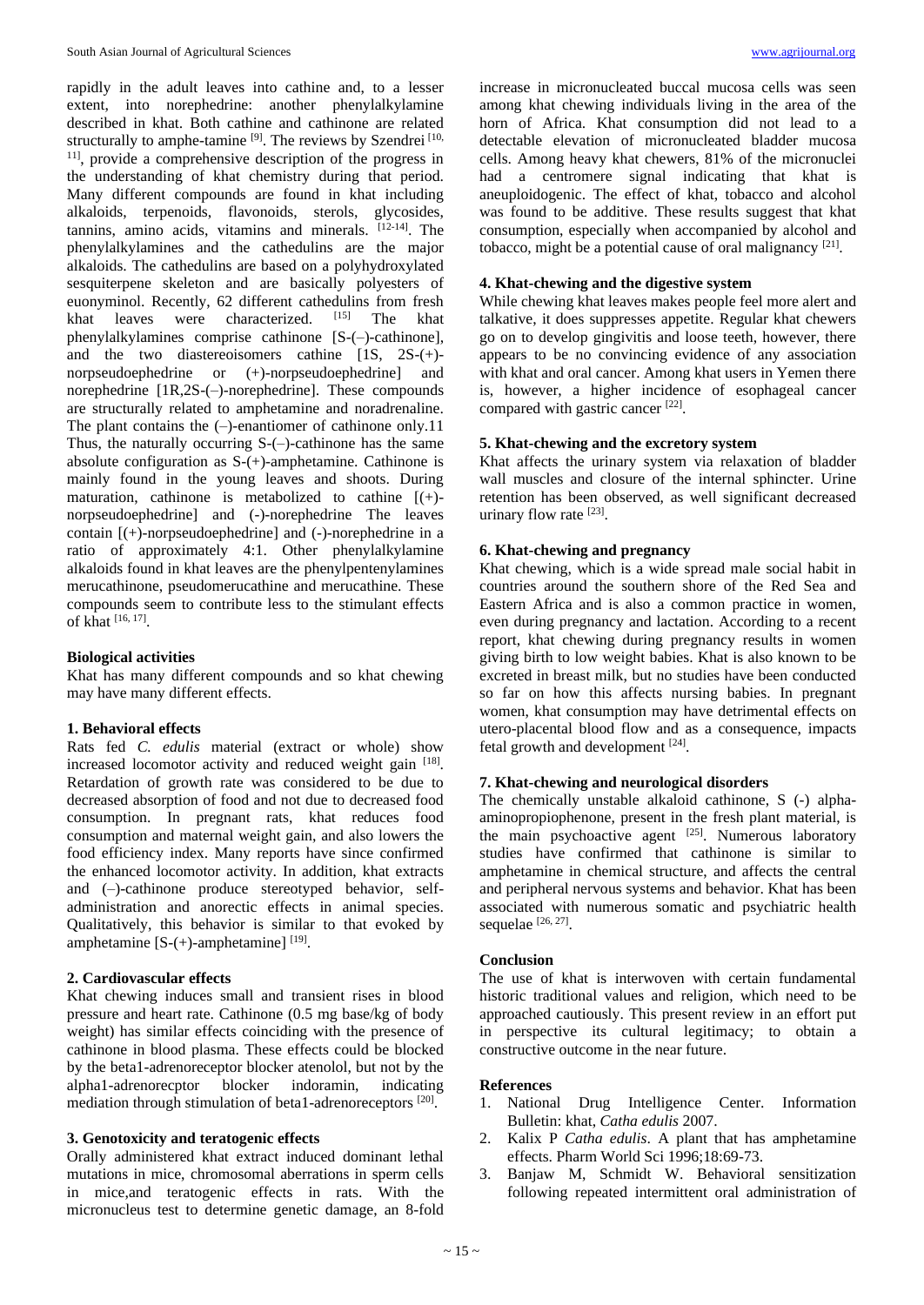rapidly in the adult leaves into cathine and, to a lesser extent, into norephedrine: another phenylalkylamine described in khat. Both cathine and cathinone are related structurally to amphe-tamine [9]. The reviews by Szendrei [10, 11], provide a comprehensive description of the progress in the understanding of khat chemistry during that period. Many different compounds are found in khat including alkaloids, terpenoids, flavonoids, sterols, glycosides, tannins, amino acids, vitamins and minerals. [12-14]. The phenylalkylamines and the cathedulins are the major alkaloids. The cathedulins are based on a polyhydroxylated sesquiterpene skeleton and are basically polyesters of euonyminol. Recently, 62 different cathedulins from fresh khat leaves were characterized. [15] The khat phenylalkylamines comprise cathinone [S-(–)-cathinone], and the two diastereoisomers cathine [1S, 2S-(+)-norpseudoephedrine or (+)-norpseudoephedrine] and norephedrine [1R,2S-(–)-norephedrine]. These compounds are structurally related to amphetamine and noradrenaline. The plant contains the (–)-enantiomer of cathinone only.11 Thus, the naturally occurring S-(–)-cathinone has the same absolute configuration as S-(+)-amphetamine. Cathinone is mainly found in the young leaves and shoots. During maturation, cathinone is metabolized to cathine [(+)-norpseudoephedrine] and (-)-norephedrine The leaves contain [(+)-norpseudoephedrine] and (-)-norephedrine in a ratio of approximately 4:1. Other phenylalkylamine alkaloids found in khat leaves are the phenylpentenylamines merucathinone, pseudomerucathine and merucathine. These compounds seem to contribute less to the stimulant effects of khat [16, 17].

**Biological activities**

Khat has many different compounds and so khat chewing may have many different effects.

**1. Behavioral effects**

Rats fed *C. edulis* material (extract or whole) show increased locomotor activity and reduced weight gain [18]. Retardation of growth rate was considered to be due to decreased absorption of food and not due to decreased food consumption. In pregnant rats, khat reduces food consumption and maternal weight gain, and also lowers the food efficiency index. Many reports have since confirmed the enhanced locomotor activity. In addition, khat extracts and (–)-cathinone produce stereotyped behavior, self-administration and anorectic effects in animal species. Qualitatively, this behavior is similar to that evoked by amphetamine [S-(+)-amphetamine] [19].

**2. Cardiovascular effects**

Khat chewing induces small and transient rises in blood pressure and heart rate. Cathinone (0.5 mg base/kg of body weight) has similar effects coinciding with the presence of cathinone in blood plasma. These effects could be blocked by the beta1-adrenoreceptor blocker atenolol, but not by the alpha1-adrenorecptor blocker indoramin, indicating mediation through stimulation of beta1-adrenoreceptors [20].

**3. Genotoxicity and teratogenic effects**

Orally administered khat extract induced dominant lethal mutations in mice, chromosomal aberrations in sperm cells in mice,and teratogenic effects in rats. With the micronucleus test to determine genetic damage, an 8-fold increase in micronucleated buccal mucosa cells was seen among khat chewing individuals living in the area of the horn of Africa. Khat consumption did not lead to a detectable elevation of micronucleated bladder mucosa cells. Among heavy khat chewers, 81% of the micronuclei had a centromere signal indicating that khat is aneuploidogenic. The effect of khat, tobacco and alcohol was found to be additive. These results suggest that khat consumption, especially when accompanied by alcohol and tobacco, might be a potential cause of oral malignancy [21].

**4. Khat-chewing and the digestive system**

While chewing khat leaves makes people feel more alert and talkative, it does suppresses appetite. Regular khat chewers go on to develop gingivitis and loose teeth, however, there appears to be no convincing evidence of any association with khat and oral cancer. Among khat users in Yemen there is, however, a higher incidence of esophageal cancer compared with gastric cancer [22].

**5. Khat-chewing and the excretory system**

Khat affects the urinary system via relaxation of bladder wall muscles and closure of the internal sphincter. Urine retention has been observed, as well significant decreased urinary flow rate [23].

**6. Khat-chewing and pregnancy**

Khat chewing, which is a wide spread male social habit in countries around the southern shore of the Red Sea and Eastern Africa and is also a common practice in women, even during pregnancy and lactation. According to a recent report, khat chewing during pregnancy results in women giving birth to low weight babies. Khat is also known to be excreted in breast milk, but no studies have been conducted so far on how this affects nursing babies. In pregnant women, khat consumption may have detrimental effects on utero-placental blood flow and as a consequence, impacts fetal growth and development [24].

**7. Khat-chewing and neurological disorders**

The chemically unstable alkaloid cathinone, S (-) alpha-aminopropiophenone, present in the fresh plant material, is the main psychoactive agent [25]. Numerous laboratory studies have confirmed that cathinone is similar to amphetamine in chemical structure, and affects the central and peripheral nervous systems and behavior. Khat has been associated with numerous somatic and psychiatric health sequelae [26, 27].

**Conclusion**

The use of khat is interwoven with certain fundamental historic traditional values and religion, which need to be approached cautiously. This present review in an effort put in perspective its cultural legitimacy; to obtain a constructive outcome in the near future.

**References**

1. National Drug Intelligence Center. Information Bulletin: khat, *Catha edulis* 2007.
2. Kalix P *Catha edulis*. A plant that has amphetamine effects. Pharm World Sci 1996;18:69-73.
3. Banjaw M, Schmidt W. Behavioral sensitization following repeated intermittent oral administration of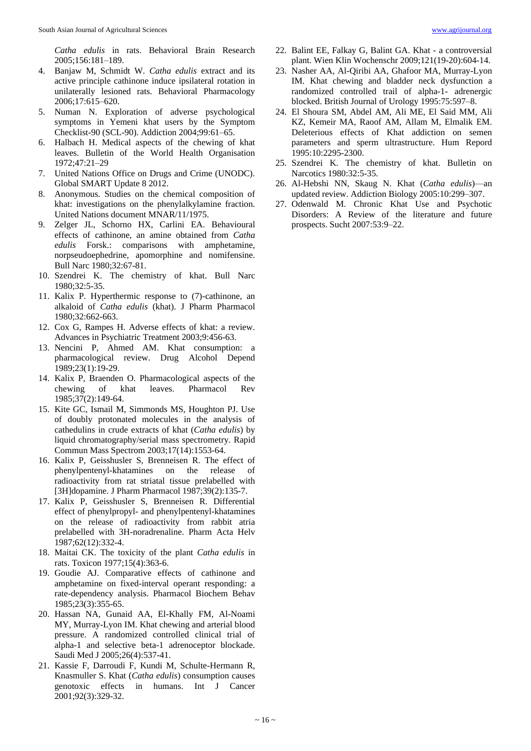*Catha edulis* in rats. Behavioral Brain Research 2005;156:181–189.

4. Banjaw M, Schmidt W. *Catha edulis* extract and its active principle cathinone induce ipsilateral rotation in unilaterally lesioned rats. Behavioral Pharmacology 2006;17:615–620.
5. Numan N. Exploration of adverse psychological symptoms in Yemeni khat users by the Symptom Checklist-90 (SCL-90). Addiction 2004;99:61–65.
6. Halbach H. Medical aspects of the chewing of khat leaves. Bulletin of the World Health Organisation 1972;47:21–29
7. United Nations Office on Drugs and Crime (UNODC). Global SMART Update 8 2012.
8. Anonymous. Studies on the chemical composition of khat: investigations on the phenylalkylamine fraction. United Nations document MNAR/11/1975.
9. Zelger JL, Schorno HX, Carlini EA. Behavioural effects of cathinone, an amine obtained from *Catha edulis* Forsk.: comparisons with amphetamine, norpseudoephedrine, apomorphine and nomifensine. Bull Narc 1980;32:67-81.
10. Szendrei K. The chemistry of khat. Bull Narc 1980;32:5-35.
11. Kalix P. Hyperthermic response to (7)-cathinone, an alkaloid of *Catha edulis* (khat). J Pharm Pharmacol 1980;32:662-663.
12. Cox G, Rampes H. Adverse effects of khat: a review. Advances in Psychiatric Treatment 2003;9:456-63.
13. Nencini P, Ahmed AM. Khat consumption: a pharmacological review. Drug Alcohol Depend 1989;23(1):19-29.
14. Kalix P, Braenden O. Pharmacological aspects of the chewing of khat leaves. Pharmacol Rev 1985;37(2):149-64.
15. Kite GC, Ismail M, Simmonds MS, Houghton PJ. Use of doubly protonated molecules in the analysis of cathedulins in crude extracts of khat (*Catha edulis*) by liquid chromatography/serial mass spectrometry. Rapid Commun Mass Spectrom 2003;17(14):1553-64.
16. Kalix P, Geisshusler S, Brenneisen R. The effect of phenylpentenyl-khatamines on the release of radioactivity from rat striatal tissue prelabelled with [3H]dopamine. J Pharm Pharmacol 1987;39(2):135-7.
17. Kalix P, Geisshusler S, Brenneisen R. Differential effect of phenylpropyl- and phenylpentenyl-khatamines on the release of radioactivity from rabbit atria prelabelled with 3H-noradrenaline. Pharm Acta Helv 1987;62(12):332-4.
18. Maitai CK. The toxicity of the plant *Catha edulis* in rats. Toxicon 1977;15(4):363-6.
19. Goudie AJ. Comparative effects of cathinone and amphetamine on fixed-interval operant responding: a rate-dependency analysis. Pharmacol Biochem Behav 1985;23(3):355-65.
20. Hassan NA, Gunaid AA, El-Khally FM, Al-Noami MY, Murray-Lyon IM. Khat chewing and arterial blood pressure. A randomized controlled clinical trial of alpha-1 and selective beta-1 adrenoceptor blockade. Saudi Med J 2005;26(4):537-41.
21. Kassie F, Darroudi F, Kundi M, Schulte-Hermann R, Knasmuller S. Khat (*Catha edulis*) consumption causes genotoxic effects in humans. Int J Cancer 2001;92(3):329-32.
22. Balint EE, Falkay G, Balint GA. Khat - a controversial plant. Wien Klin Wochenschr 2009;121(19-20):604-14.
23. Nasher AA, Al-Qiribi AA, Ghafoor MA, Murray-Lyon IM. Khat chewing and bladder neck dysfunction a randomized controlled trail of alpha-1- adrenergic blocked. British Journal of Urology 1995:75:597–8.
24. El Shoura SM, Abdel AM, Ali ME, El Said MM, Ali KZ, Kemeir MA, Raoof AM, Allam M, Elmalik EM. Deleterious effects of Khat addiction on semen parameters and sperm ultrastructure. Hum Repord 1995:10:2295-2300.
25. Szendrei K. The chemistry of khat. Bulletin on Narcotics 1980:32:5-35.
26. Al-Hebshi NN, Skaug N. Khat (*Catha edulis*)—an updated review. Addiction Biology 2005:10:299–307.
27. Odenwald M. Chronic Khat Use and Psychotic Disorders: A Review of the literature and future prospects. Sucht 2007:53:9–22.